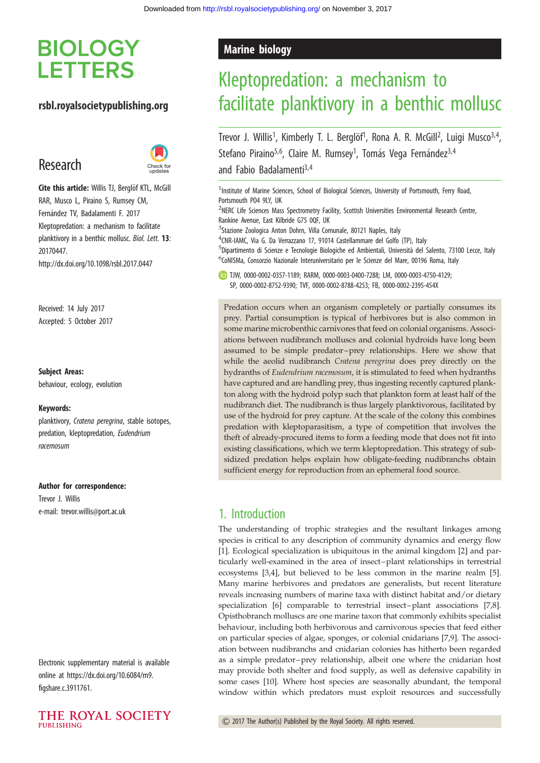Downloaded from http://rsbl.royalsocietypublishing.org/ on November 3, 2017

# BIOLOGY LETTERS

**rsbl.royalsocietypublishing.org**

## Research

**Cite this article:** Willis TJ, Berglöf KTL, McGill RAR, Musco L, Piraino S, Rumsey CM, Fernández TV, Badalamenti F. 2017 Kleptopredation: a mechanism to facilitate planktivory in a benthic mollusc. *Biol. Lett.* **13**: 20170447.
http://dx.doi.org/10.1098/rsbl.2017.0447

Received: 14 July 2017
Accepted: 5 October 2017

**Subject Areas:**
behaviour, ecology, evolution

**Keywords:**
planktivory, *Cratena peregrina*, stable isotopes, predation, kleptopredation, *Eudendrium racemosum*

**Author for correspondence:**
Trevor J. Willis
e-mail: trevor.willis@port.ac.uk

Electronic supplementary material is available online at https://dx.doi.org/10.6084/m9.figshare.c.3911761.

**Marine biology**

# Kleptopredation: a mechanism to facilitate planktivory in a benthic mollusc

Trevor J. Willis[1], Kimberly T. L. Berglöf[1], Rona A. R. McGill[2], Luigi Musco[3,4], Stefano Piraino[5,6], Claire M. Rumsey[1], Tomás Vega Fernández[3,4] and Fabio Badalamenti[3,4]

[1]Institute of Marine Sciences, School of Biological Sciences, University of Portsmouth, Ferry Road, Portsmouth PO4 9LY, UK
[2]NERC Life Sciences Mass Spectrometry Facility, Scottish Universities Environmental Research Centre, Rankine Avenue, East Kilbride G75 0QF, UK
[3]Stazione Zoologica Anton Dohrn, Villa Comunale, 80121 Naples, Italy
[4]CNR-IAMC, Via G. Da Verrazzano 17, 91014 Castellammare del Golfo (TP), Italy
[5]Dipartimento di Scienze e Tecnologie Biologiche ed Ambientali, Università del Salento, 73100 Lecce, Italy
[6]CoNISMa, Consorzio Nazionale Interuniversitario per le Scienze del Mare, 00196 Roma, Italy

TJW, 0000-0002-0357-1189; RARM, 0000-0003-0400-7288; LM, 0000-0003-4750-4129; SP, 0000-0002-8752-9390; TVF, 0000-0002-8788-4253; FB, 0000-0002-2395-454X

Predation occurs when an organism completely or partially consumes its prey. Partial consumption is typical of herbivores but is also common in some marine microbenthic carnivores that feed on colonial organisms. Associations between nudibranch molluscs and colonial hydroids have long been assumed to be simple predator–prey relationships. Here we show that while the aeolid nudibranch *Cratena peregrina* does prey directly on the hydranths of *Eudendrium racemosum*, it is stimulated to feed when hydranths have captured and are handling prey, thus ingesting recently captured plankton along with the hydroid polyp such that plankton form at least half of the nudibranch diet. The nudibranch is thus largely planktivorous, facilitated by use of the hydroid for prey capture. At the scale of the colony this combines predation with kleptoparasitism, a type of competition that involves the theft of already-procured items to form a feeding mode that does not fit into existing classifications, which we term kleptopredation. This strategy of subsidized predation helps explain how obligate-feeding nudibranchs obtain sufficient energy for reproduction from an ephemeral food source.

## 1. Introduction

The understanding of trophic strategies and the resultant linkages among species is critical to any description of community dynamics and energy flow [1]. Ecological specialization is ubiquitous in the animal kingdom [2] and particularly well-examined in the area of insect–plant relationships in terrestrial ecosystems [3,4], but believed to be less common in the marine realm [5]. Many marine herbivores and predators are generalists, but recent literature reveals increasing numbers of marine taxa with distinct habitat and/or dietary specialization [6] comparable to terrestrial insect–plant associations [7,8]. Opisthobranch molluscs are one marine taxon that commonly exhibits specialist behaviour, including both herbivorous and carnivorous species that feed either on particular species of algae, sponges, or colonial cnidarians [7,9]. The association between nudibranchs and cnidarian colonies has hitherto been regarded as a simple predator–prey relationship, albeit one where the cnidarian host may provide both shelter and food supply, as well as defensive capability in some cases [10]. Where host species are seasonally abundant, the temporal window within which predators must exploit resources and successfully

© 2017 The Author(s) Published by the Royal Society. All rights reserved.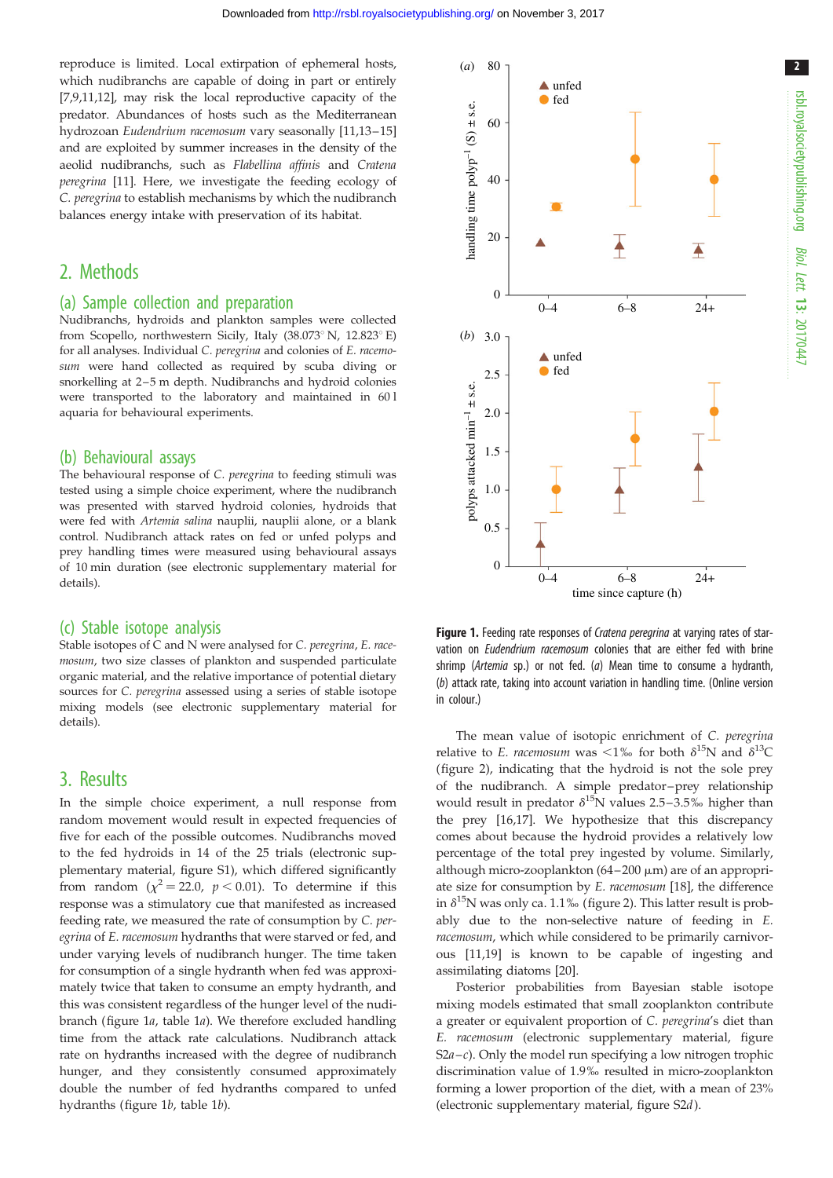reproduce is limited. Local extirpation of ephemeral hosts, which nudibranchs are capable of doing in part or entirely [7,9,11,12], may risk the local reproductive capacity of the predator. Abundances of hosts such as the Mediterranean hydrozoan *Eudendrium racemosum* vary seasonally [11,13–15] and are exploited by summer increases in the density of the aeolid nudibranchs, such as *Flabellina affinis* and *Cratena peregrina* [11]. Here, we investigate the feeding ecology of *C. peregrina* to establish mechanisms by which the nudibranch balances energy intake with preservation of its habitat.

## 2. Methods

### (a) Sample collection and preparation

Nudibranchs, hydroids and plankton samples were collected from Scopello, northwestern Sicily, Italy (38.073° N, 12.823° E) for all analyses. Individual *C. peregrina* and colonies of *E. racemosum* were hand collected as required by scuba diving or snorkelling at 2–5 m depth. Nudibranchs and hydroid colonies were transported to the laboratory and maintained in 60 l aquaria for behavioural experiments.

### (b) Behavioural assays

The behavioural response of *C. peregrina* to feeding stimuli was tested using a simple choice experiment, where the nudibranch was presented with starved hydroid colonies, hydroids that were fed with *Artemia salina* nauplii, nauplii alone, or a blank control. Nudibranch attack rates on fed or unfed polyps and prey handling times were measured using behavioural assays of 10 min duration (see electronic supplementary material for details).

### (c) Stable isotope analysis

Stable isotopes of C and N were analysed for *C. peregrina*, *E. racemosum*, two size classes of plankton and suspended particulate organic material, and the relative importance of potential dietary sources for *C. peregrina* assessed using a series of stable isotope mixing models (see electronic supplementary material for details).

## 3. Results

In the simple choice experiment, a null response from random movement would result in expected frequencies of five for each of the possible outcomes. Nudibranchs moved to the fed hydroids in 14 of the 25 trials (electronic supplementary material, figure S1), which differed significantly from random ($\chi^2 = 22.0$, $p < 0.01$). To determine if this response was a stimulatory cue that manifested as increased feeding rate, we measured the rate of consumption by *C. peregrina* of *E. racemosum* hydranths that were starved or fed, and under varying levels of nudibranch hunger. The time taken for consumption of a single hydranth when fed was approximately twice that taken to consume an empty hydranth, and this was consistent regardless of the hunger level of the nudibranch (figure 1*a*, table 1*a*). We therefore excluded handling time from the attack rate calculations. Nudibranch attack rate on hydranths increased with the degree of nudibranch hunger, and they consistently consumed approximately double the number of fed hydranths compared to unfed hydranths (figure 1*b*, table 1*b*).

**Figure 1.** Feeding rate responses of *Cratena peregrina* at varying rates of starvation on *Eudendrium racemosum* colonies that are either fed with brine shrimp (*Artemia* sp.) or not fed. (*a*) Mean time to consume a hydranth, (*b*) attack rate, taking into account variation in handling time. (Online version in colour.)

The mean value of isotopic enrichment of *C. peregrina* relative to *E. racemosum* was <1‰ for both $\delta^{15}$N and $\delta^{13}$C (figure 2), indicating that the hydroid is not the sole prey of the nudibranch. A simple predator–prey relationship would result in predator $\delta^{15}$N values 2.5–3.5‰ higher than the prey [16,17]. We hypothesize that this discrepancy comes about because the hydroid provides a relatively low percentage of the total prey ingested by volume. Similarly, although micro-zooplankton (64–200 µm) are of an appropriate size for consumption by *E. racemosum* [18], the difference in $\delta^{15}$N was only ca. 1.1‰ (figure 2). This latter result is probably due to the non-selective nature of feeding in *E. racemosum*, which while considered to be primarily carnivorous [11,19] is known to be capable of ingesting and assimilating diatoms [20].

Posterior probabilities from Bayesian stable isotope mixing models estimated that small zooplankton contribute a greater or equivalent proportion of *C. peregrina*'s diet than *E. racemosum* (electronic supplementary material, figure S2*a*–*c*). Only the model run specifying a low nitrogen trophic discrimination value of 1.9‰ resulted in micro-zooplankton forming a lower proportion of the diet, with a mean of 23% (electronic supplementary material, figure S2*d*).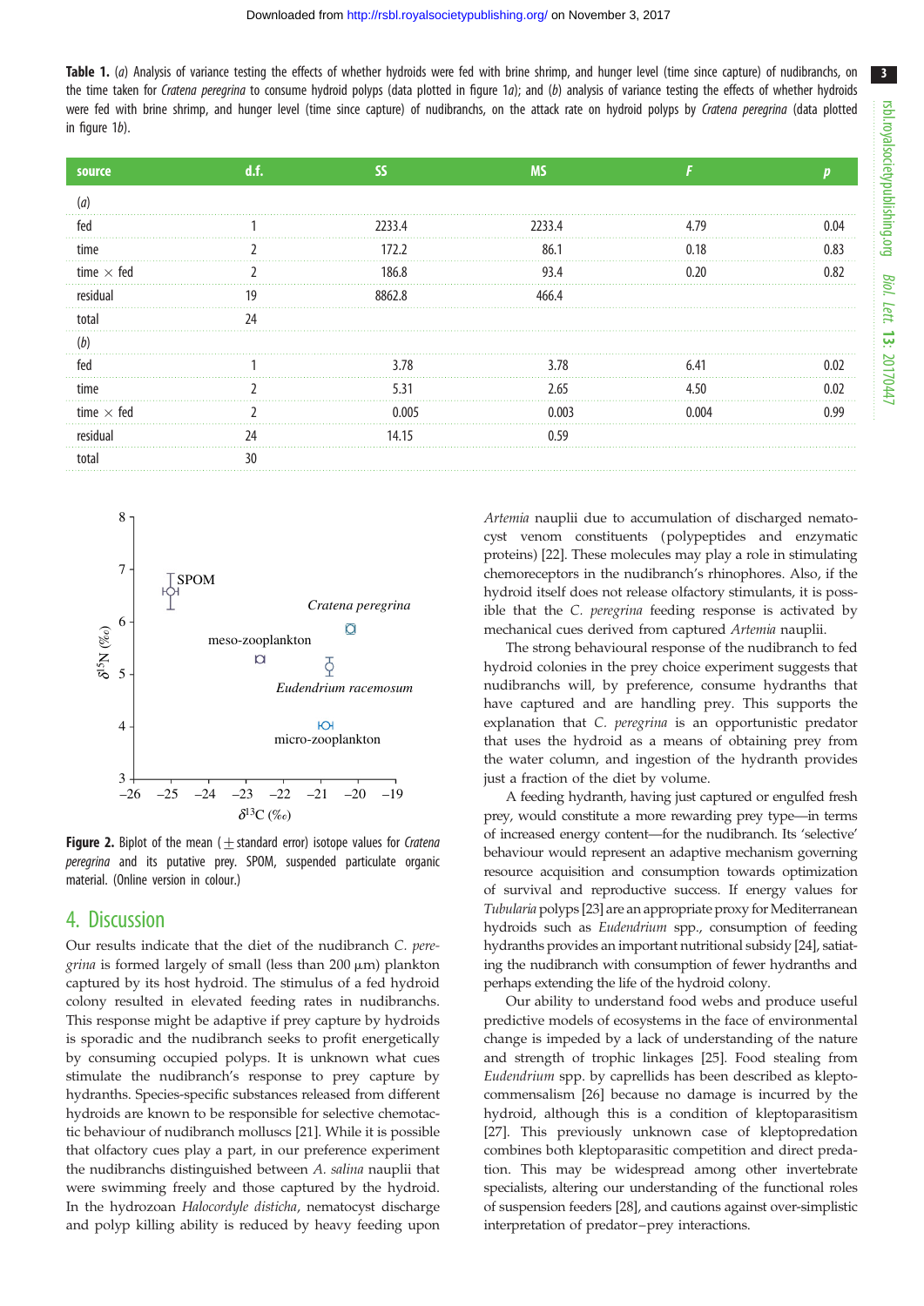**Table 1.** (*a*) Analysis of variance testing the effects of whether hydroids were fed with brine shrimp, and hunger level (time since capture) of nudibranchs, on the time taken for *Cratena peregrina* to consume hydroid polyps (data plotted in figure 1*a*); and (*b*) analysis of variance testing the effects of whether hydroids were fed with brine shrimp, and hunger level (time since capture) of nudibranchs, on the attack rate on hydroid polyps by *Cratena peregrina* (data plotted in figure 1*b*).

| source | d.f. | SS | MS | *F* | *p* |
|---|---|---|---|---|---|
| (*a*) | | | | | |
| fed | 1 | 2233.4 | 2233.4 | 4.79 | 0.04 |
| time | 2 | 172.2 | 86.1 | 0.18 | 0.83 |
| time × fed | 2 | 186.8 | 93.4 | 0.20 | 0.82 |
| residual | 19 | 8862.8 | 466.4 | | |
| total | 24 | | | | |
| (*b*) | | | | | |
| fed | 1 | 3.78 | 3.78 | 6.41 | 0.02 |
| time | 2 | 5.31 | 2.65 | 4.50 | 0.02 |
| time × fed | 2 | 0.005 | 0.003 | 0.004 | 0.99 |
| residual | 24 | 14.15 | 0.59 | | |
| total | 30 | | | | |

SPOM
*Cratena peregrina*
meso-zooplankton
*Eudendrium racemosum*
micro-zooplankton
$\delta^{15}N$ (‰)
$\delta^{13}C$ (‰)
8
7
6
5
4
3
−26
−25
−24
−23
−22
−21
−20
−19

**Figure 2.** Biplot of the mean (± standard error) isotope values for *Cratena peregrina* and its putative prey. SPOM, suspended particulate organic material. (Online version in colour.)

## 4. Discussion

Our results indicate that the diet of the nudibranch *C. peregrina* is formed largely of small (less than 200 µm) plankton captured by its host hydroid. The stimulus of a fed hydroid colony resulted in elevated feeding rates in nudibranchs. This response might be adaptive if prey capture by hydroids is sporadic and the nudibranch seeks to profit energetically by consuming occupied polyps. It is unknown what cues stimulate the nudibranch's response to prey capture by hydranths. Species-specific substances released from different hydroids are known to be responsible for selective chemotactic behaviour of nudibranch molluscs [21]. While it is possible that olfactory cues play a part, in our preference experiment the nudibranchs distinguished between *A. salina* nauplii that were swimming freely and those captured by the hydroid. In the hydrozoan *Halocordyle disticha*, nematocyst discharge and polyp killing ability is reduced by heavy feeding upon *Artemia* nauplii due to accumulation of discharged nematocyst venom constituents (polypeptides and enzymatic proteins) [22]. These molecules may play a role in stimulating chemoreceptors in the nudibranch's rhinophores. Also, if the hydroid itself does not release olfactory stimulants, it is possible that the *C. peregrina* feeding response is activated by mechanical cues derived from captured *Artemia* nauplii.

The strong behavioural response of the nudibranch to fed hydroid colonies in the prey choice experiment suggests that nudibranchs will, by preference, consume hydranths that have captured and are handling prey. This supports the explanation that *C. peregrina* is an opportunistic predator that uses the hydroid as a means of obtaining prey from the water column, and ingestion of the hydranth provides just a fraction of the diet by volume.

A feeding hydranth, having just captured or engulfed fresh prey, would constitute a more rewarding prey type—in terms of increased energy content—for the nudibranch. Its 'selective' behaviour would represent an adaptive mechanism governing resource acquisition and consumption towards optimization of survival and reproductive success. If energy values for *Tubularia* polyps [23] are an appropriate proxy for Mediterranean hydroids such as *Eudendrium* spp., consumption of feeding hydranths provides an important nutritional subsidy [24], satiating the nudibranch with consumption of fewer hydranths and perhaps extending the life of the hydroid colony.

Our ability to understand food webs and produce useful predictive models of ecosystems in the face of environmental change is impeded by a lack of understanding of the nature and strength of trophic linkages [25]. Food stealing from *Eudendrium* spp. by caprellids has been described as kleptocommensalism [26] because no damage is incurred by the hydroid, although this is a condition of kleptoparasitism [27]. This previously unknown case of kleptopredation combines both kleptoparasitic competition and direct predation. This may be widespread among other invertebrate specialists, altering our understanding of the functional roles of suspension feeders [28], and cautions against over-simplistic interpretation of predator–prey interactions.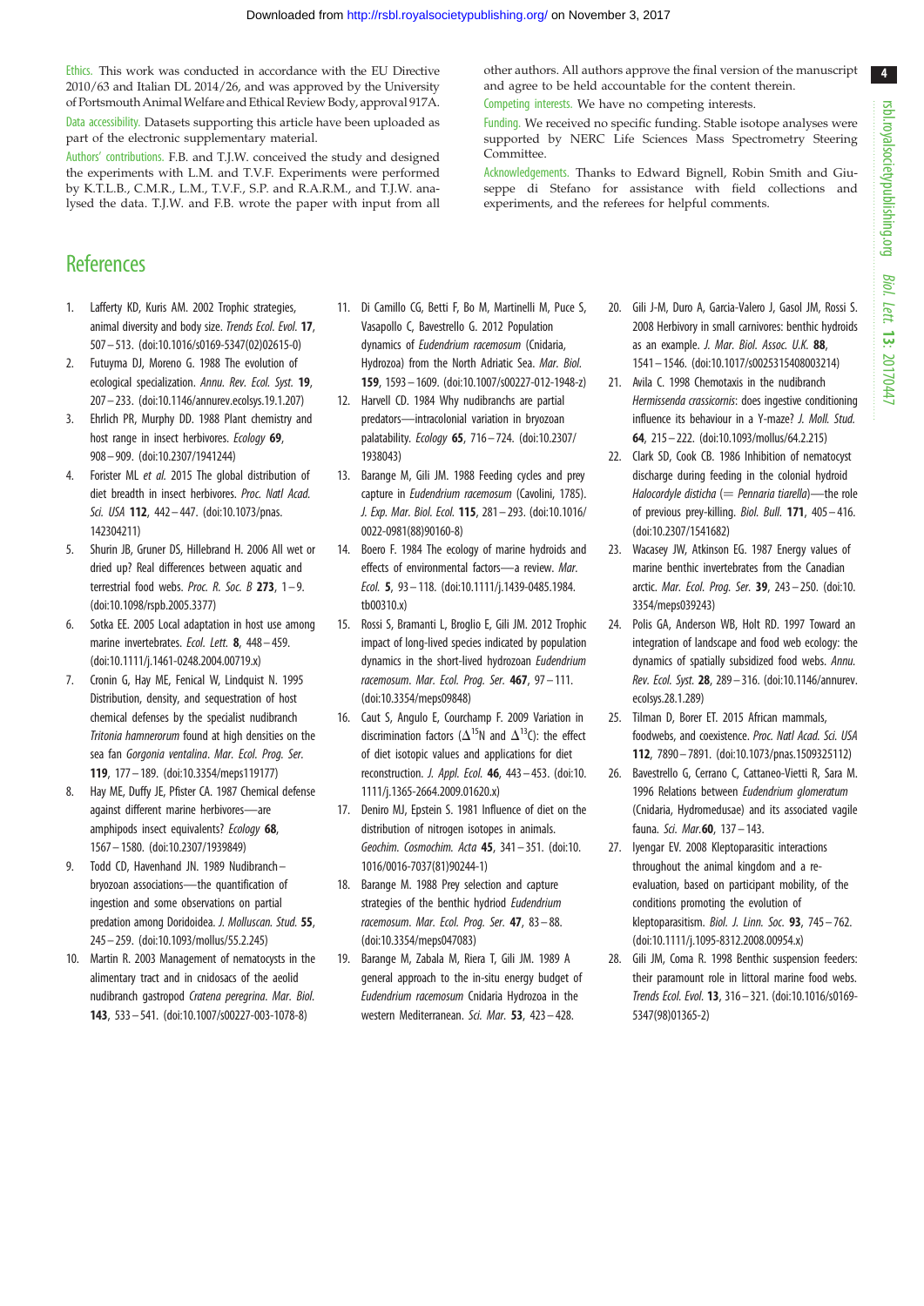Ethics. This work was conducted in accordance with the EU Directive 2010/63 and Italian DL 2014/26, and was approved by the University of Portsmouth Animal Welfare and Ethical Review Body, approval 917A.

Data accessibility. Datasets supporting this article have been uploaded as part of the electronic supplementary material.

Authors' contributions. F.B. and T.J.W. conceived the study and designed the experiments with L.M. and T.V.F. Experiments were performed by K.T.L.B., C.M.R., L.M., T.V.F., S.P. and R.A.R.M., and T.J.W. analysed the data. T.J.W. and F.B. wrote the paper with input from all other authors. All authors approve the final version of the manuscript and agree to be held accountable for the content therein.

Competing interests. We have no competing interests.

Funding. We received no specific funding. Stable isotope analyses were supported by NERC Life Sciences Mass Spectrometry Steering Committee.

Acknowledgements. Thanks to Edward Bignell, Robin Smith and Giuseppe di Stefano for assistance with field collections and experiments, and the referees for helpful comments.

# References

1. Lafferty KD, Kuris AM. 2002 Trophic strategies, animal diversity and body size. *Trends Ecol. Evol.* **17**, 507–513. (doi:10.1016/s0169-5347(02)02615-0)
2. Futuyma DJ, Moreno G. 1988 The evolution of ecological specialization. *Annu. Rev. Ecol. Syst.* **19**, 207–233. (doi:10.1146/annurev.ecolsys.19.1.207)
3. Ehrlich PR, Murphy DD. 1988 Plant chemistry and host range in insect herbivores. *Ecology* **69**, 908–909. (doi:10.2307/1941244)
4. Forister ML *et al.* 2015 The global distribution of diet breadth in insect herbivores. *Proc. Natl Acad. Sci. USA* **112**, 442–447. (doi:10.1073/pnas.142304211)
5. Shurin JB, Gruner DS, Hillebrand H. 2006 All wet or dried up? Real differences between aquatic and terrestrial food webs. *Proc. R. Soc. B* **273**, 1–9. (doi:10.1098/rspb.2005.3377)
6. Sotka EE. 2005 Local adaptation in host use among marine invertebrates. *Ecol. Lett.* **8**, 448–459. (doi:10.1111/j.1461-0248.2004.00719.x)
7. Cronin G, Hay ME, Fenical W, Lindquist N. 1995 Distribution, density, and sequestration of host chemical defenses by the specialist nudibranch *Tritonia hamnerorum* found at high densities on the sea fan *Gorgonia ventalina*. *Mar. Ecol. Prog. Ser.* **119**, 177–189. (doi:10.3354/meps119177)
8. Hay ME, Duffy JE, Pfister CA. 1987 Chemical defense against different marine herbivores—are amphipods insect equivalents? *Ecology* **68**, 1567–1580. (doi:10.2307/1939849)
9. Todd CD, Havenhand JN. 1989 Nudibranch–bryozoan associations—the quantification of ingestion and some observations on partial predation among Doridoidea. *J. Molluscan. Stud.* **55**, 245–259. (doi:10.1093/mollus/55.2.245)
10. Martin R. 2003 Management of nematocysts in the alimentary tract and in cnidosacs of the aeolid nudibranch gastropod *Cratena peregrina*. *Mar. Biol.* **143**, 533–541. (doi:10.1007/s00227-003-1078-8)
11. Di Camillo CG, Betti F, Bo M, Martinelli M, Puce S, Vasapollo C, Bavestrello G. 2012 Population dynamics of *Eudendrium racemosum* (Cnidaria, Hydrozoa) from the North Adriatic Sea. *Mar. Biol.* **159**, 1593–1609. (doi:10.1007/s00227-012-1948-z)
12. Harvell CD. 1984 Why nudibranchs are partial predators—intracolonial variation in bryozoan palatability. *Ecology* **65**, 716–724. (doi:10.2307/1938043)
13. Barange M, Gili JM. 1988 Feeding cycles and prey capture in *Eudendrium racemosum* (Cavolini, 1785). *J. Exp. Mar. Biol. Ecol.* **115**, 281–293. (doi:10.1016/0022-0981(88)90160-8)
14. Boero F. 1984 The ecology of marine hydroids and effects of environmental factors—a review. *Mar. Ecol.* **5**, 93–118. (doi:10.1111/j.1439-0485.1984.tb00310.x)
15. Rossi S, Bramanti L, Broglio E, Gili JM. 2012 Trophic impact of long-lived species indicated by population dynamics in the short-lived hydrozoan *Eudendrium racemosum*. *Mar. Ecol. Prog. Ser.* **467**, 97–111. (doi:10.3354/meps09848)
16. Caut S, Angulo E, Courchamp F. 2009 Variation in discrimination factors ($\Delta^{15}$N and $\Delta^{13}$C): the effect of diet isotopic values and applications for diet reconstruction. *J. Appl. Ecol.* **46**, 443–453. (doi:10.1111/j.1365-2664.2009.01620.x)
17. Deniro MJ, Epstein S. 1981 Influence of diet on the distribution of nitrogen isotopes in animals. *Geochim. Cosmochim. Acta* **45**, 341–351. (doi:10.1016/0016-7037(81)90244-1)
18. Barange M. 1988 Prey selection and capture strategies of the benthic hydroid *Eudendrium racemosum*. *Mar. Ecol. Prog. Ser.* **47**, 83–88. (doi:10.3354/meps047083)
19. Barange M, Zabala M, Riera T, Gili JM. 1989 A general approach to the in-situ energy budget of *Eudendrium racemosum* Cnidaria Hydrozoa in the western Mediterranean. *Sci. Mar.* **53**, 423–428.
20. Gili J-M, Duro A, Garcia-Valero J, Gasol JM, Rossi S. 2008 Herbivory in small carnivores: benthic hydroids as an example. *J. Mar. Biol. Assoc. U.K.* **88**, 1541–1546. (doi:10.1017/s0025315408003214)
21. Avila C. 1998 Chemotaxis in the nudibranch *Hermissenda crassicornis*: does ingestive conditioning influence its behaviour in a Y-maze? *J. Moll. Stud.* **64**, 215–222. (doi:10.1093/mollus/64.2.215)
22. Clark SD, Cook CB. 1986 Inhibition of nematocyst discharge during feeding in the colonial hydroid *Halocordyle disticha* (= *Pennaria tiarella*)—the role of previous prey-killing. *Biol. Bull.* **171**, 405–416. (doi:10.2307/1541682)
23. Wacasey JW, Atkinson EG. 1987 Energy values of marine benthic invertebrates from the Canadian arctic. *Mar. Ecol. Prog. Ser.* **39**, 243–250. (doi:10.3354/meps039243)
24. Polis GA, Anderson WB, Holt RD. 1997 Toward an integration of landscape and food web ecology: the dynamics of spatially subsidized food webs. *Annu. Rev. Ecol. Syst.* **28**, 289–316. (doi:10.1146/annurev.ecolsys.28.1.289)
25. Tilman D, Borer ET. 2015 African mammals, foodwebs, and coexistence. *Proc. Natl Acad. Sci. USA* **112**, 7890–7891. (doi:10.1073/pnas.1509325112)
26. Bavestrello G, Cerrano C, Cattaneo-Vietti R, Sara M. 1996 Relations between *Eudendrium glomeratum* (Cnidaria, Hydromedusae) and its associated vagile fauna. *Sci. Mar.* **60**, 137–143.
27. Iyengar EV. 2008 Kleptoparasitic interactions throughout the animal kingdom and a re-evaluation, based on participant mobility, of the conditions promoting the evolution of kleptoparasitism. *Biol. J. Linn. Soc.* **93**, 745–762. (doi:10.1111/j.1095-8312.2008.00954.x)
28. Gili JM, Coma R. 1998 Benthic suspension feeders: their paramount role in littoral marine food webs. *Trends Ecol. Evol.* **13**, 316–321. (doi:10.1016/s0169-5347(98)01365-2)